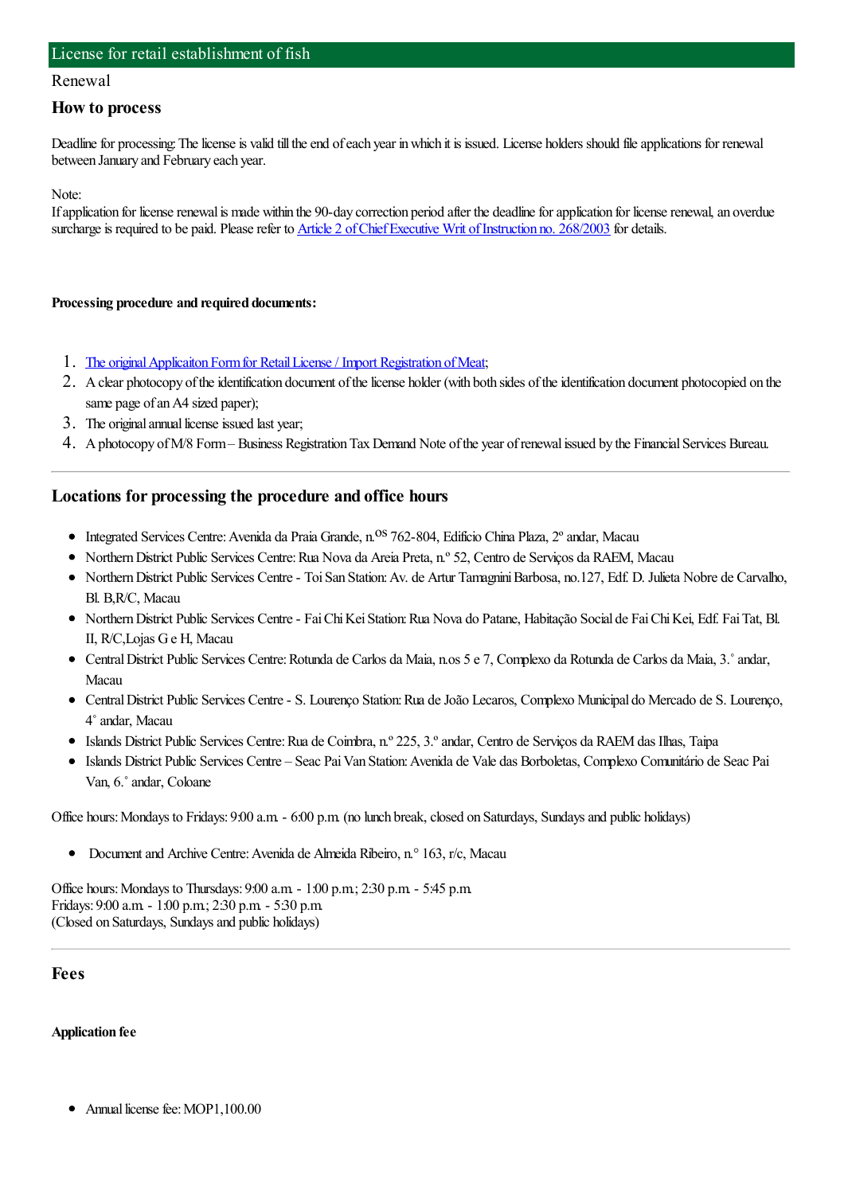# License for retail establishment of fish

Renewal

## How to process

Deadline for processing: The license is valid till the end of each year in which it is issued. License holders should file applications for renewal between January and February each year.

Note:
If application for license renewal is made within the 90-day correction period after the deadline for application for license renewal, an overdue surcharge is required to be paid. Please refer to [Article 2 of Chief Executive Writ of Instruction no. 268/2003] for details.

**Processing procedure and required documents:**

1. [The original Applicaiton Form for Retail License / Import Registration of Meat];
2. A clear photocopy of the identification document of the license holder (with both sides of the identification document photocopied on the same page of an A4 sized paper);
3. The original annual license issued last year;
4. A photocopy of M/8 Form – Business Registration Tax Demand Note of the year of renewal issued by the Financial Services Bureau.

## Locations for processing the procedure and office hours

- Integrated Services Centre: Avenida da Praia Grande, n.os 762-804, Edifício China Plaza, 2º andar, Macau
- Northern District Public Services Centre: Rua Nova da Areia Preta, n.º 52, Centro de Serviços da RAEM, Macau
- Northern District Public Services Centre - Toi San Station: Av. de Artur Tamagnini Barbosa, no.127, Edf. D. Julieta Nobre de Carvalho, Bl. B,R/C, Macau
- Northern District Public Services Centre - Fai Chi Kei Station: Rua Nova do Patane, Habitação Social de Fai Chi Kei, Edf. Fai Tat, Bl. II, R/C,Lojas G e H, Macau
- Central District Public Services Centre: Rotunda de Carlos da Maia, n.os 5 e 7, Complexo da Rotunda de Carlos da Maia, 3.˚ andar, Macau
- Central District Public Services Centre - S. Lourenço Station: Rua de João Lecaros, Complexo Municipal do Mercado de S. Lourenço, 4˚ andar, Macau
- Islands District Public Services Centre: Rua de Coimbra, n.º 225, 3.º andar, Centro de Serviços da RAEM das Ilhas, Taipa
- Islands District Public Services Centre – Seac Pai Van Station: Avenida de Vale das Borboletas, Complexo Comunitário de Seac Pai Van, 6.˚ andar, Coloane

Office hours: Mondays to Fridays: 9:00 a.m. - 6:00 p.m. (no lunch break, closed on Saturdays, Sundays and public holidays)

- Document and Archive Centre: Avenida de Almeida Ribeiro, n.° 163, r/c, Macau

Office hours: Mondays to Thursdays: 9:00 a.m. - 1:00 p.m.; 2:30 p.m. - 5:45 p.m.
Fridays: 9:00 a.m. - 1:00 p.m.; 2:30 p.m. - 5:30 p.m.
(Closed on Saturdays, Sundays and public holidays)

## Fees

**Application fee**

- Annual license fee: MOP1,100.00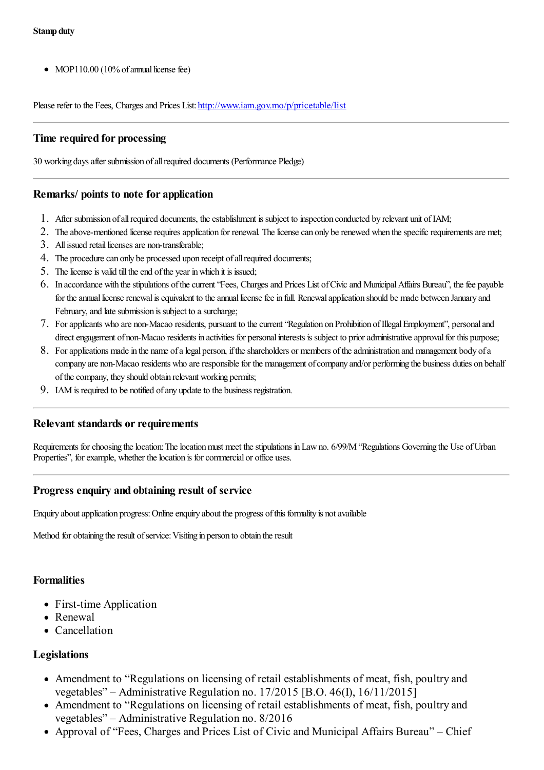**Stamp duty**

- MOP110.00 (10% of annual license fee)

Please refer to the Fees, Charges and Prices List: http://www.iam.gov.mo/p/pricetable/list

---

### Time required for processing

30 working days after submission of all required documents (Performance Pledge)

---

### Remarks/ points to note for application

1. After submission of all required documents, the establishment is subject to inspection conducted by relevant unit of IAM;
2. The above-mentioned license requires application for renewal. The license can only be renewed when the specific requirements are met;
3. All issued retail licenses are non-transferable;
4. The procedure can only be processed upon receipt of all required documents;
5. The license is valid till the end of the year in which it is issued;
6. In accordance with the stipulations of the current "Fees, Charges and Prices List of Civic and Municipal Affairs Bureau", the fee payable for the annual license renewal is equivalent to the annual license fee in full. Renewal application should be made between January and February, and late submission is subject to a surcharge;
7. For applicants who are non-Macao residents, pursuant to the current "Regulation on Prohibition of Illegal Employment", personal and direct engagement of non-Macao residents in activities for personal interests is subject to prior administrative approval for this purpose;
8. For applications made in the name of a legal person, if the shareholders or members of the administration and management body of a company are non-Macao residents who are responsible for the management of company and/or performing the business duties on behalf of the company, they should obtain relevant working permits;
9. IAM is required to be notified of any update to the business registration.

---

### Relevant standards or requirements

Requirements for choosing the location: The location must meet the stipulations in Law no. 6/99/M "Regulations Governing the Use of Urban Properties", for example, whether the location is for commercial or office uses.

---

### Progress enquiry and obtaining result of service

Enquiry about application progress: Online enquiry about the progress of this formality is not available

Method for obtaining the result of service: Visiting in person to obtain the result

### Formalities

- First-time Application
- Renewal
- Cancellation

### Legislations

- Amendment to "Regulations on licensing of retail establishments of meat, fish, poultry and vegetables" – Administrative Regulation no. 17/2015 [B.O. 46(I), 16/11/2015]
- Amendment to "Regulations on licensing of retail establishments of meat, fish, poultry and vegetables" – Administrative Regulation no. 8/2016
- Approval of "Fees, Charges and Prices List of Civic and Municipal Affairs Bureau" – Chief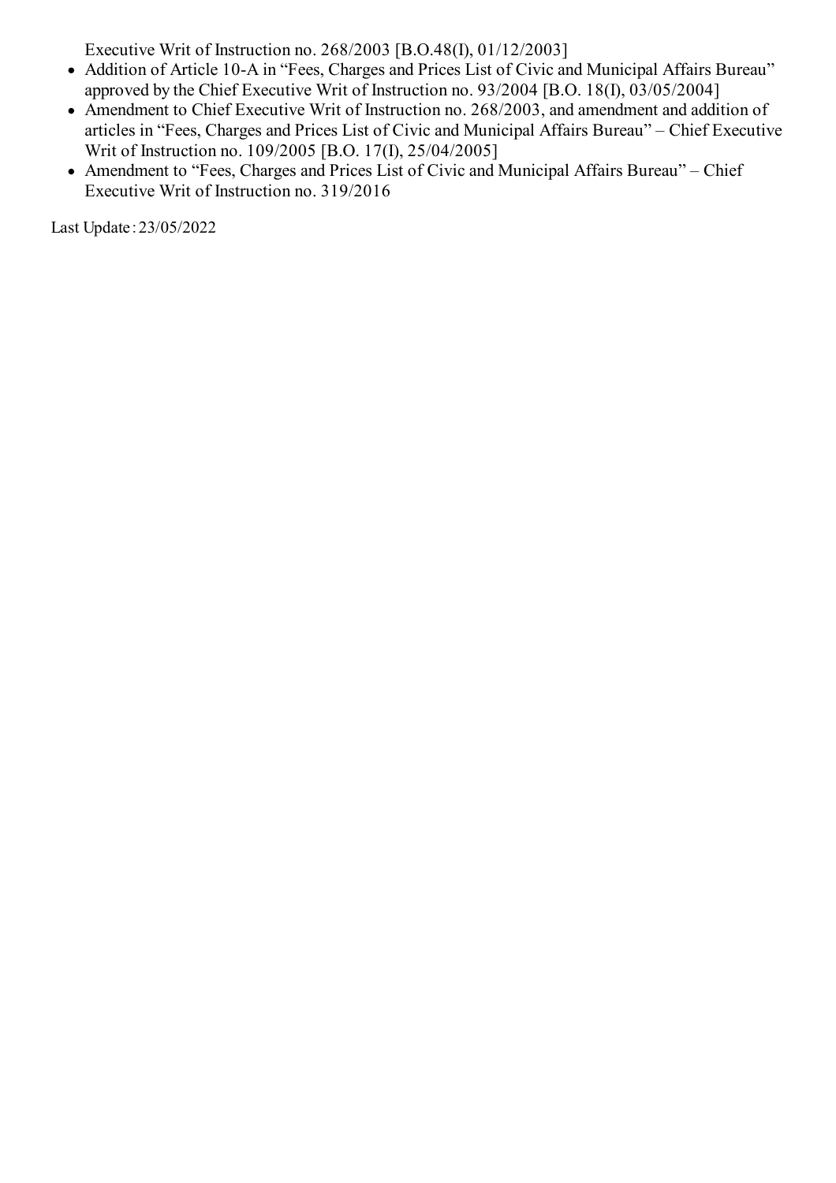Executive Writ of Instruction no. 268/2003 [B.O.48(I), 01/12/2003]

- Addition of Article 10-A in "Fees, Charges and Prices List of Civic and Municipal Affairs Bureau" approved by the Chief Executive Writ of Instruction no. 93/2004 [B.O. 18(I), 03/05/2004]
- Amendment to Chief Executive Writ of Instruction no. 268/2003, and amendment and addition of articles in "Fees, Charges and Prices List of Civic and Municipal Affairs Bureau" – Chief Executive Writ of Instruction no. 109/2005 [B.O. 17(I), 25/04/2005]
- Amendment to "Fees, Charges and Prices List of Civic and Municipal Affairs Bureau" – Chief Executive Writ of Instruction no. 319/2016

Last Update : 23/05/2022